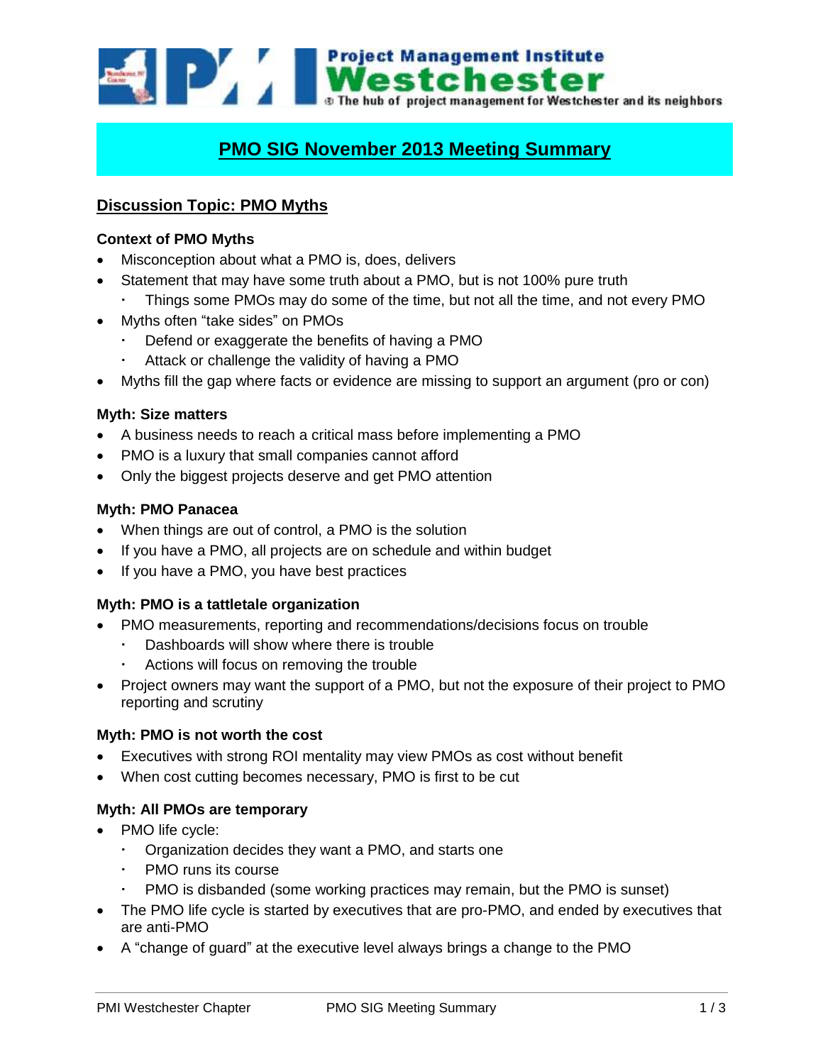Project Management Institute
Westchester
The hub of project management for Westchester and its neighbors

# PMO SIG November 2013 Meeting Summary

## Discussion Topic: PMO Myths

### Context of PMO Myths

- Misconception about what a PMO is, does, delivers
- Statement that may have some truth about a PMO, but is not 100% pure truth
  - Things some PMOs may do some of the time, but not all the time, and not every PMO
- Myths often "take sides" on PMOs
  - Defend or exaggerate the benefits of having a PMO
  - Attack or challenge the validity of having a PMO
- Myths fill the gap where facts or evidence are missing to support an argument (pro or con)

### Myth: Size matters

- A business needs to reach a critical mass before implementing a PMO
- PMO is a luxury that small companies cannot afford
- Only the biggest projects deserve and get PMO attention

### Myth: PMO Panacea

- When things are out of control, a PMO is the solution
- If you have a PMO, all projects are on schedule and within budget
- If you have a PMO, you have best practices

### Myth: PMO is a tattletale organization

- PMO measurements, reporting and recommendations/decisions focus on trouble
  - Dashboards will show where there is trouble
  - Actions will focus on removing the trouble
- Project owners may want the support of a PMO, but not the exposure of their project to PMO reporting and scrutiny

### Myth: PMO is not worth the cost

- Executives with strong ROI mentality may view PMOs as cost without benefit
- When cost cutting becomes necessary, PMO is first to be cut

### Myth: All PMOs are temporary

- PMO life cycle:
  - Organization decides they want a PMO, and starts one
  - PMO runs its course
  - PMO is disbanded (some working practices may remain, but the PMO is sunset)
- The PMO life cycle is started by executives that are pro-PMO, and ended by executives that are anti-PMO
- A "change of guard" at the executive level always brings a change to the PMO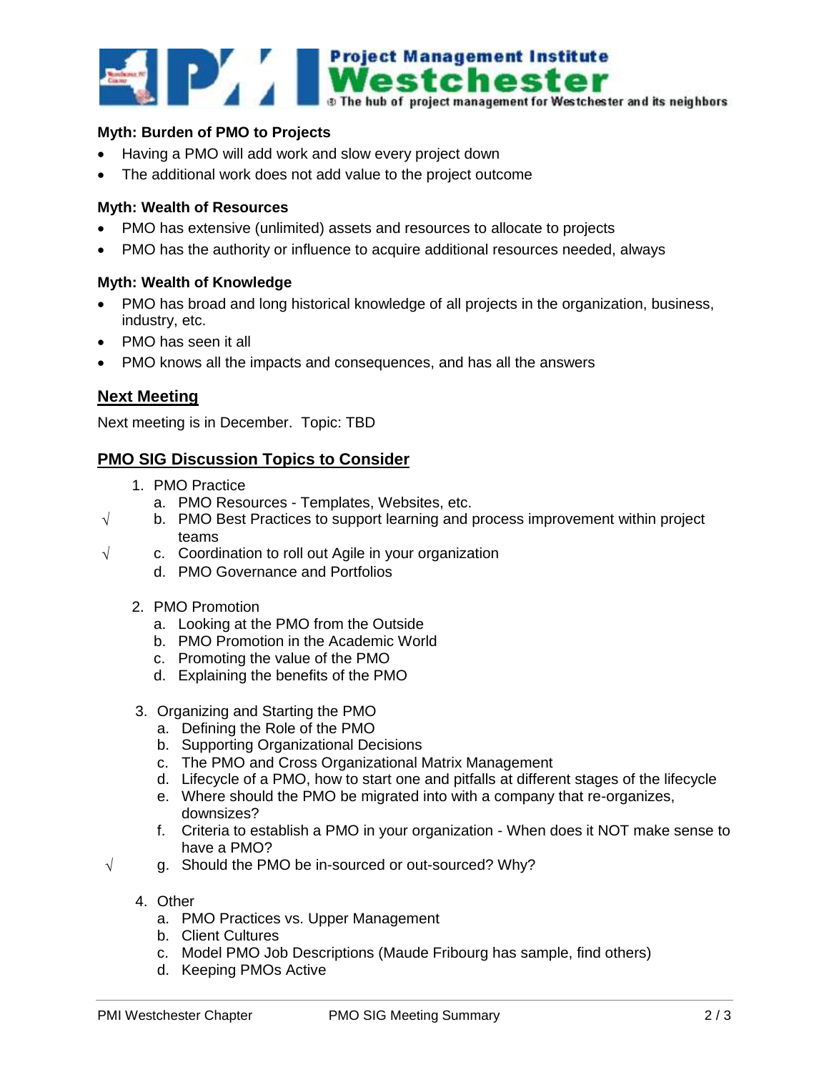**Myth: Burden of PMO to Projects**

- Having a PMO will add work and slow every project down
- The additional work does not add value to the project outcome

**Myth: Wealth of Resources**

- PMO has extensive (unlimited) assets and resources to allocate to projects
- PMO has the authority or influence to acquire additional resources needed, always

**Myth: Wealth of Knowledge**

- PMO has broad and long historical knowledge of all projects in the organization, business, industry, etc.
- PMO has seen it all
- PMO knows all the impacts and consequences, and has all the answers

## Next Meeting

Next meeting is in December. Topic: TBD

## PMO SIG Discussion Topics to Consider

1. PMO Practice
   a. PMO Resources - Templates, Websites, etc.
   √ b. PMO Best Practices to support learning and process improvement within project teams
   √ c. Coordination to roll out Agile in your organization
   d. PMO Governance and Portfolios

2. PMO Promotion
   a. Looking at the PMO from the Outside
   b. PMO Promotion in the Academic World
   c. Promoting the value of the PMO
   d. Explaining the benefits of the PMO

3. Organizing and Starting the PMO
   a. Defining the Role of the PMO
   b. Supporting Organizational Decisions
   c. The PMO and Cross Organizational Matrix Management
   d. Lifecycle of a PMO, how to start one and pitfalls at different stages of the lifecycle
   e. Where should the PMO be migrated into with a company that re-organizes, downsizes?
   f. Criteria to establish a PMO in your organization - When does it NOT make sense to have a PMO?
   √ g. Should the PMO be in-sourced or out-sourced? Why?

4. Other
   a. PMO Practices vs. Upper Management
   b. Client Cultures
   c. Model PMO Job Descriptions (Maude Fribourg has sample, find others)
   d. Keeping PMOs Active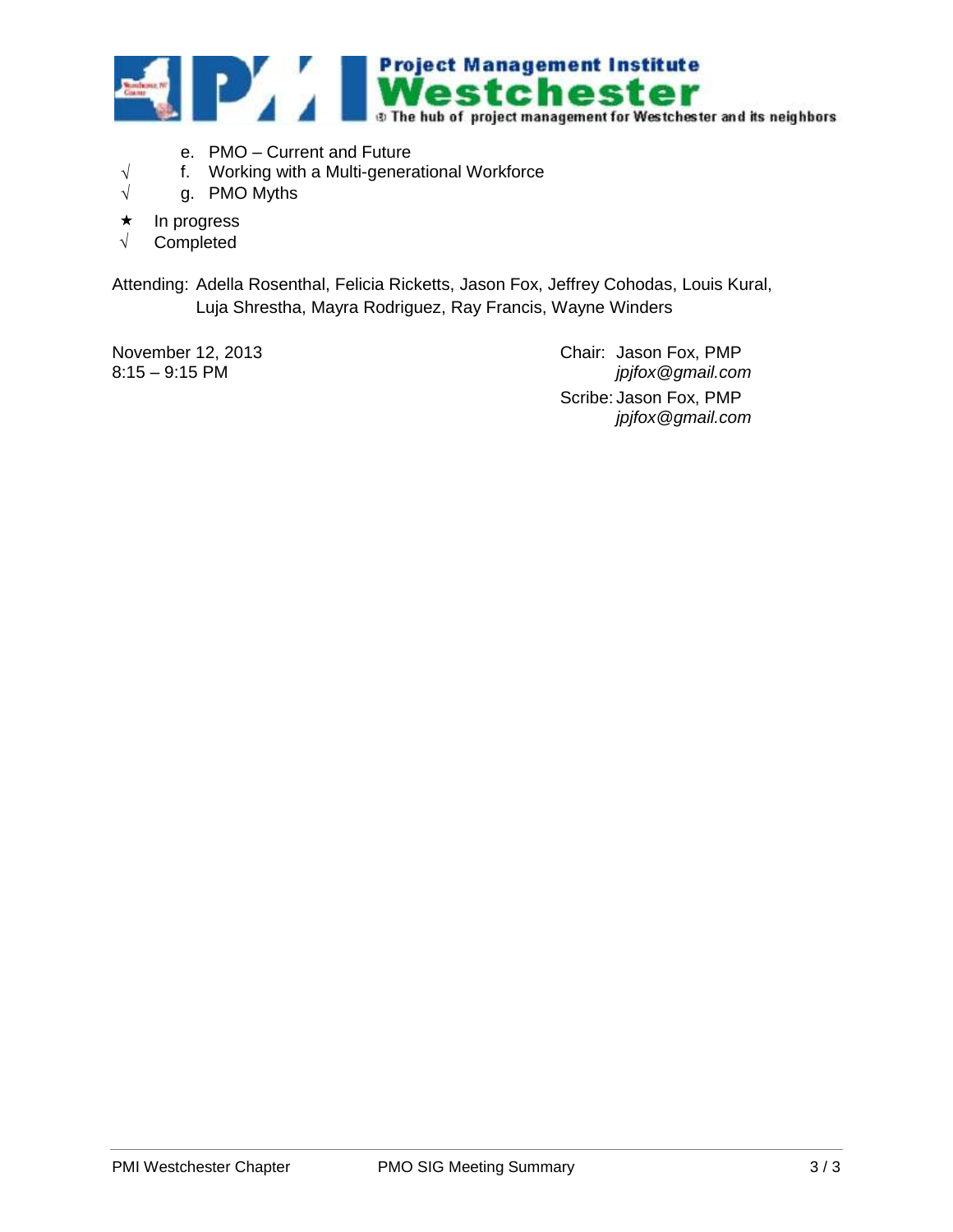e. PMO – Current and Future

√ f. Working with a Multi-generational Workforce

√ g. PMO Myths

★ In progress

√ Completed

Attending: Adella Rosenthal, Felicia Ricketts, Jason Fox, Jeffrey Cohodas, Louis Kural, Luja Shrestha, Mayra Rodriguez, Ray Francis, Wayne Winders

November 12, 2013
8:15 – 9:15 PM

Chair: Jason Fox, PMP
*jpjfox@gmail.com*

Scribe: Jason Fox, PMP
*jpjfox@gmail.com*